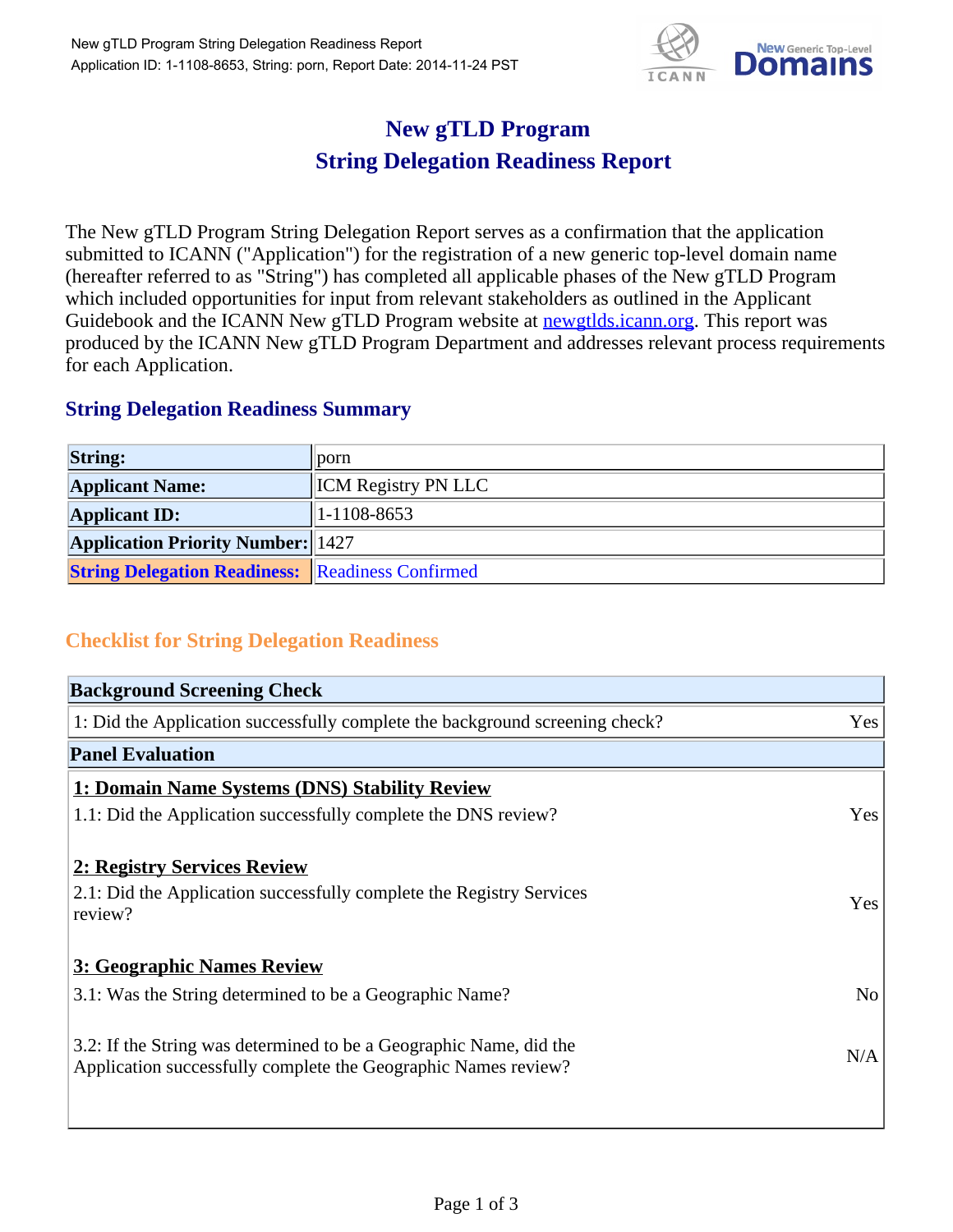# New gTLD Program
# String Delegation Readiness Report

The New gTLD Program String Delegation Report serves as a confirmation that the application submitted to ICANN ("Application") for the registration of a new generic top-level domain name (hereafter referred to as "String") has completed all applicable phases of the New gTLD Program which included opportunities for input from relevant stakeholders as outlined in the Applicant Guidebook and the ICANN New gTLD Program website at newgtlds.icann.org. This report was produced by the ICANN New gTLD Program Department and addresses relevant process requirements for each Application.

## String Delegation Readiness Summary

| | |
|---|---|
| **String:** | porn |
| **Applicant Name:** | ICM Registry PN LLC |
| **Applicant ID:** | 1-1108-8653 |
| **Application Priority Number:** | 1427 |
| **String Delegation Readiness:** | Readiness Confirmed |

## Checklist for String Delegation Readiness

| **Background Screening Check** | |
|---|---|
| 1: Did the Application successfully complete the background screening check? | Yes |
| **Panel Evaluation** | |
| **1: Domain Name Systems (DNS) Stability Review** | |
| 1.1: Did the Application successfully complete the DNS review? | Yes |
| **2: Registry Services Review** | |
| 2.1: Did the Application successfully complete the Registry Services review? | Yes |
| **3: Geographic Names Review** | |
| 3.1: Was the String determined to be a Geographic Name? | No |
| 3.2: If the String was determined to be a Geographic Name, did the Application successfully complete the Geographic Names review? | N/A |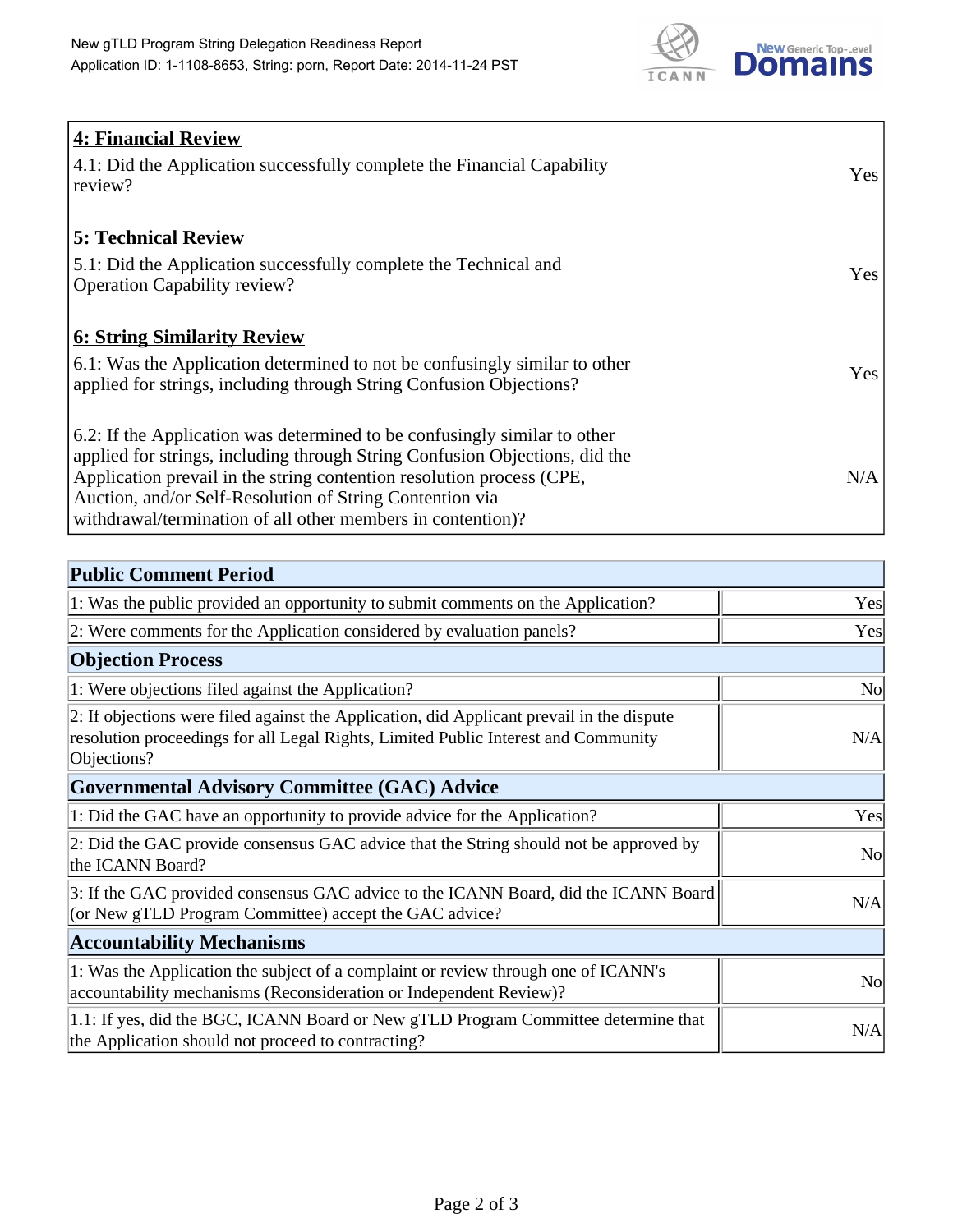| 4: Financial Review | |
|---|---|
| 4.1: Did the Application successfully complete the Financial Capability review? | Yes |
| **5: Technical Review** | |
| 5.1: Did the Application successfully complete the Technical and Operation Capability review? | Yes |
| **6: String Similarity Review** | |
| 6.1: Was the Application determined to not be confusingly similar to other applied for strings, including through String Confusion Objections? | Yes |
| 6.2: If the Application was determined to be confusingly similar to other applied for strings, including through String Confusion Objections, did the Application prevail in the string contention resolution process (CPE, Auction, and/or Self-Resolution of String Contention via withdrawal/termination of all other members in contention)? | N/A |

| Public Comment Period | |
|---|---|
| 1: Was the public provided an opportunity to submit comments on the Application? | Yes |
| 2: Were comments for the Application considered by evaluation panels? | Yes |
| **Objection Process** | |
| 1: Were objections filed against the Application? | No |
| 2: If objections were filed against the Application, did Applicant prevail in the dispute resolution proceedings for all Legal Rights, Limited Public Interest and Community Objections? | N/A |
| **Governmental Advisory Committee (GAC) Advice** | |
| 1: Did the GAC have an opportunity to provide advice for the Application? | Yes |
| 2: Did the GAC provide consensus GAC advice that the String should not be approved by the ICANN Board? | No |
| 3: If the GAC provided consensus GAC advice to the ICANN Board, did the ICANN Board (or New gTLD Program Committee) accept the GAC advice? | N/A |
| **Accountability Mechanisms** | |
| 1: Was the Application the subject of a complaint or review through one of ICANN's accountability mechanisms (Reconsideration or Independent Review)? | No |
| 1.1: If yes, did the BGC, ICANN Board or New gTLD Program Committee determine that the Application should not proceed to contracting? | N/A |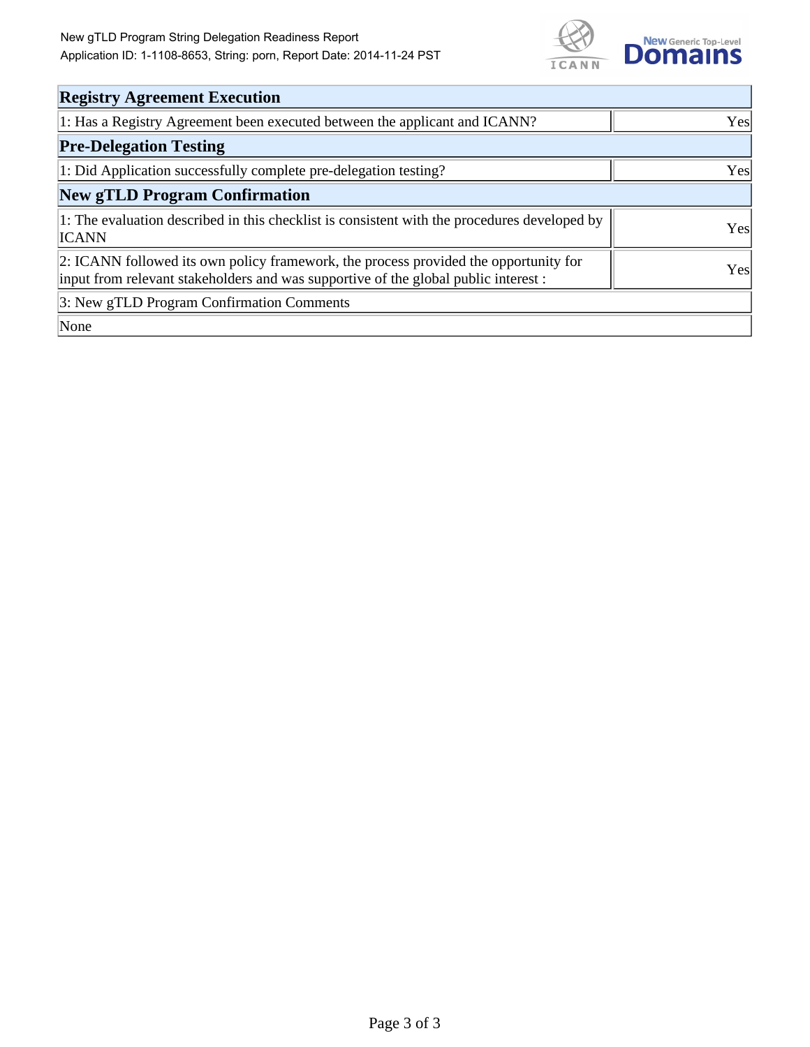| Registry Agreement Execution | |
|---|---|
| 1: Has a Registry Agreement been executed between the applicant and ICANN? | Yes |

| Pre-Delegation Testing | |
|---|---|
| 1: Did Application successfully complete pre-delegation testing? | Yes |

| New gTLD Program Confirmation | |
|---|---|
| 1: The evaluation described in this checklist is consistent with the procedures developed by ICANN | Yes |
| 2: ICANN followed its own policy framework, the process provided the opportunity for input from relevant stakeholders and was supportive of the global public interest : | Yes |
| 3: New gTLD Program Confirmation Comments | |
| None | |